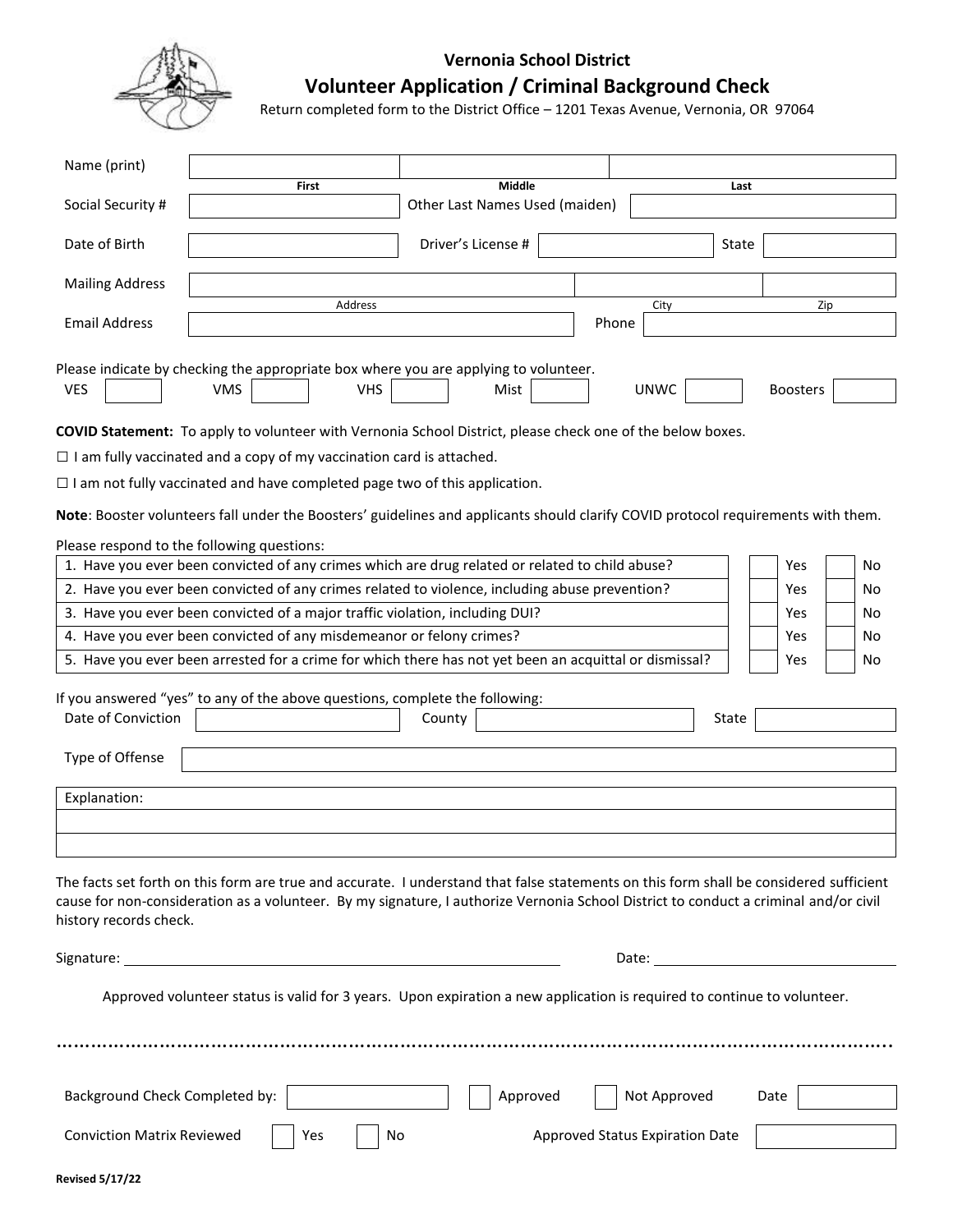# Vernonia School District

## Volunteer Application / Criminal Background Check

Return completed form to the District Office – 1201 Texas Avenue, Vernonia, OR 97064

| | | | |
|---|---|---|---|
| Name (print) | | | |
| | First | Middle | Last |
| Social Security # | | Other Last Names Used (maiden) | |
| Date of Birth | | Driver's License # | State |
| Mailing Address | | | |
| | Address | City | Zip |
| Email Address | | Phone | |

Please indicate by checking the appropriate box where you are applying to volunteer.

VES ☐ VMS ☐ VHS ☐ Mist ☐ UNWC ☐ Boosters ☐

**COVID Statement:** To apply to volunteer with Vernonia School District, please check one of the below boxes.

☐ I am fully vaccinated and a copy of my vaccination card is attached.

☐ I am not fully vaccinated and have completed page two of this application.

**Note**: Booster volunteers fall under the Boosters' guidelines and applicants should clarify COVID protocol requirements with them.

Please respond to the following questions:

| Question | Yes | No |
|---|---|---|
| 1. Have you ever been convicted of any crimes which are drug related or related to child abuse? | ☐ Yes | ☐ No |
| 2. Have you ever been convicted of any crimes related to violence, including abuse prevention? | ☐ Yes | ☐ No |
| 3. Have you ever been convicted of a major traffic violation, including DUI? | ☐ Yes | ☐ No |
| 4. Have you ever been convicted of any misdemeanor or felony crimes? | ☐ Yes | ☐ No |
| 5. Have you ever been arrested for a crime for which there has not yet been an acquittal or dismissal? | ☐ Yes | ☐ No |

If you answered "yes" to any of the above questions, complete the following:

Date of Conviction ______ County ______ State ______

Type of Offense ______

Explanation:

______

______

The facts set forth on this form are true and accurate. I understand that false statements on this form shall be considered sufficient cause for non-consideration as a volunteer. By my signature, I authorize Vernonia School District to conduct a criminal and/or civil history records check.

Signature: ______________________ Date: ______________

Approved volunteer status is valid for 3 years. Upon expiration a new application is required to continue to volunteer.

---

Background Check Completed by: ______ ☐ Approved ☐ Not Approved Date ______

Conviction Matrix Reviewed ☐ Yes ☐ No Approved Status Expiration Date ______

Revised 5/17/22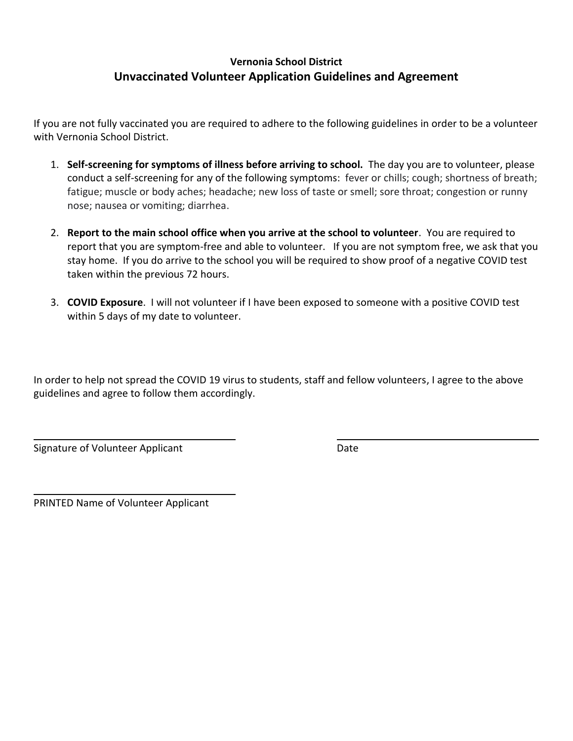**Vernonia School District**

## Unvaccinated Volunteer Application Guidelines and Agreement

If you are not fully vaccinated you are required to adhere to the following guidelines in order to be a volunteer with Vernonia School District.

1. **Self-screening for symptoms of illness before arriving to school.** The day you are to volunteer, please conduct a self-screening for any of the following symptoms: fever or chills; cough; shortness of breath; fatigue; muscle or body aches; headache; new loss of taste or smell; sore throat; congestion or runny nose; nausea or vomiting; diarrhea.

2. **Report to the main school office when you arrive at the school to volunteer**. You are required to report that you are symptom-free and able to volunteer. If you are not symptom free, we ask that you stay home. If you do arrive to the school you will be required to show proof of a negative COVID test taken within the previous 72 hours.

3. **COVID Exposure**. I will not volunteer if I have been exposed to someone with a positive COVID test within 5 days of my date to volunteer.

In order to help not spread the COVID 19 virus to students, staff and fellow volunteers, I agree to the above guidelines and agree to follow them accordingly.

\_\_\_\_\_\_\_\_\_\_\_\_\_\_\_\_\_\_\_\_\_\_\_\_\_\_\_\_\_\_\_\_\_\_\_\_\_\_
Signature of Volunteer Applicant

\_\_\_\_\_\_\_\_\_\_\_\_\_\_\_\_\_\_\_\_\_\_\_\_\_\_\_\_\_\_\_\_\_\_\_\_\_\_
Date

\_\_\_\_\_\_\_\_\_\_\_\_\_\_\_\_\_\_\_\_\_\_\_\_\_\_\_\_\_\_\_\_\_\_\_\_\_\_
PRINTED Name of Volunteer Applicant